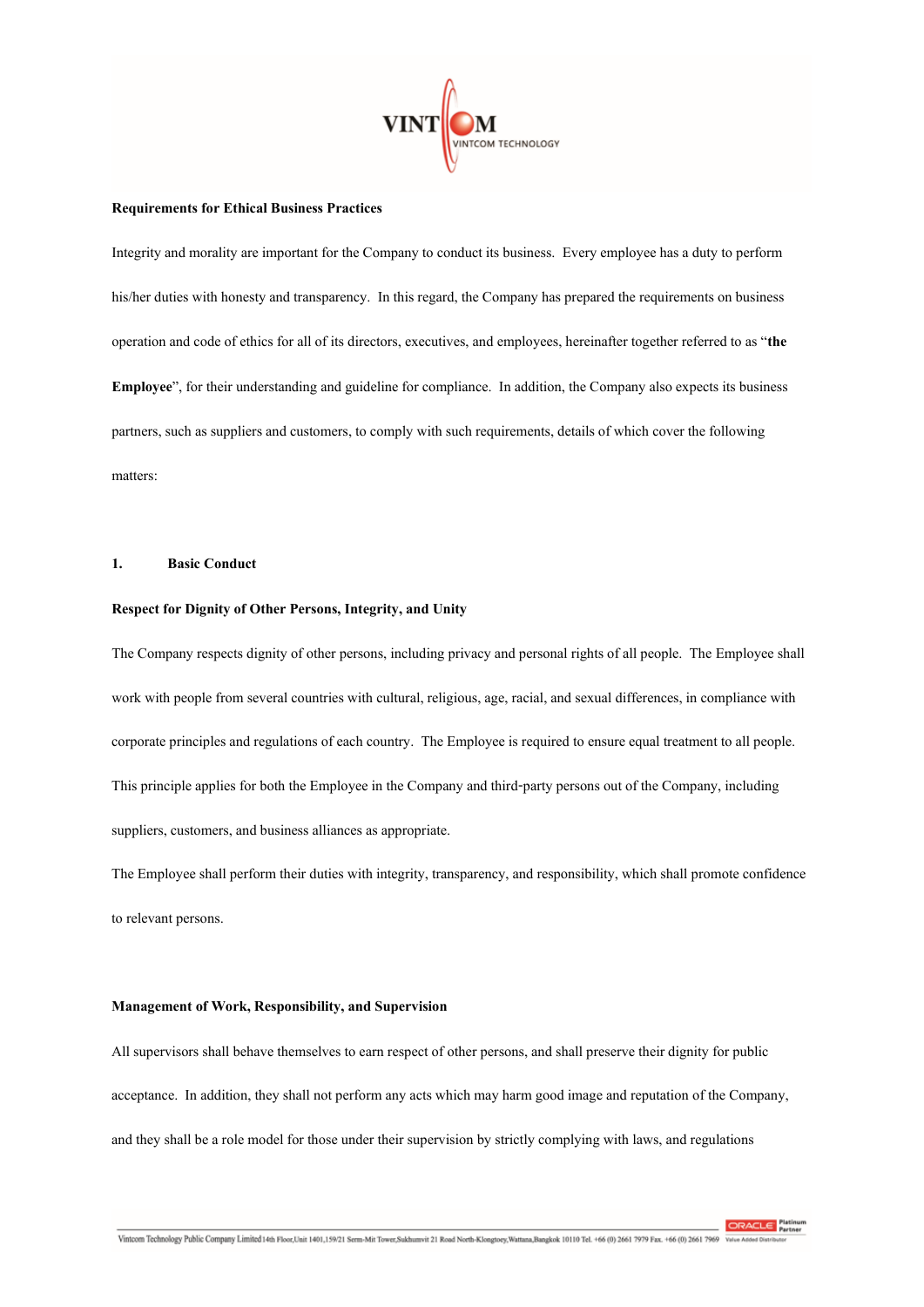**Requirements for Ethical Business Practices**

Integrity and morality are important for the Company to conduct its business. Every employee has a duty to perform his/her duties with honesty and transparency. In this regard, the Company has prepared the requirements on business operation and code of ethics for all of its directors, executives, and employees, hereinafter together referred to as "**the Employee**", for their understanding and guideline for compliance. In addition, the Company also expects its business partners, such as suppliers and customers, to comply with such requirements, details of which cover the following matters:

## 1. Basic Conduct

**Respect for Dignity of Other Persons, Integrity, and Unity**

The Company respects dignity of other persons, including privacy and personal rights of all people. The Employee shall work with people from several countries with cultural, religious, age, racial, and sexual differences, in compliance with corporate principles and regulations of each country. The Employee is required to ensure equal treatment to all people. This principle applies for both the Employee in the Company and third-party persons out of the Company, including suppliers, customers, and business alliances as appropriate.

The Employee shall perform their duties with integrity, transparency, and responsibility, which shall promote confidence to relevant persons.

**Management of Work, Responsibility, and Supervision**

All supervisors shall behave themselves to earn respect of other persons, and shall preserve their dignity for public acceptance. In addition, they shall not perform any acts which may harm good image and reputation of the Company, and they shall be a role model for those under their supervision by strictly complying with laws, and regulations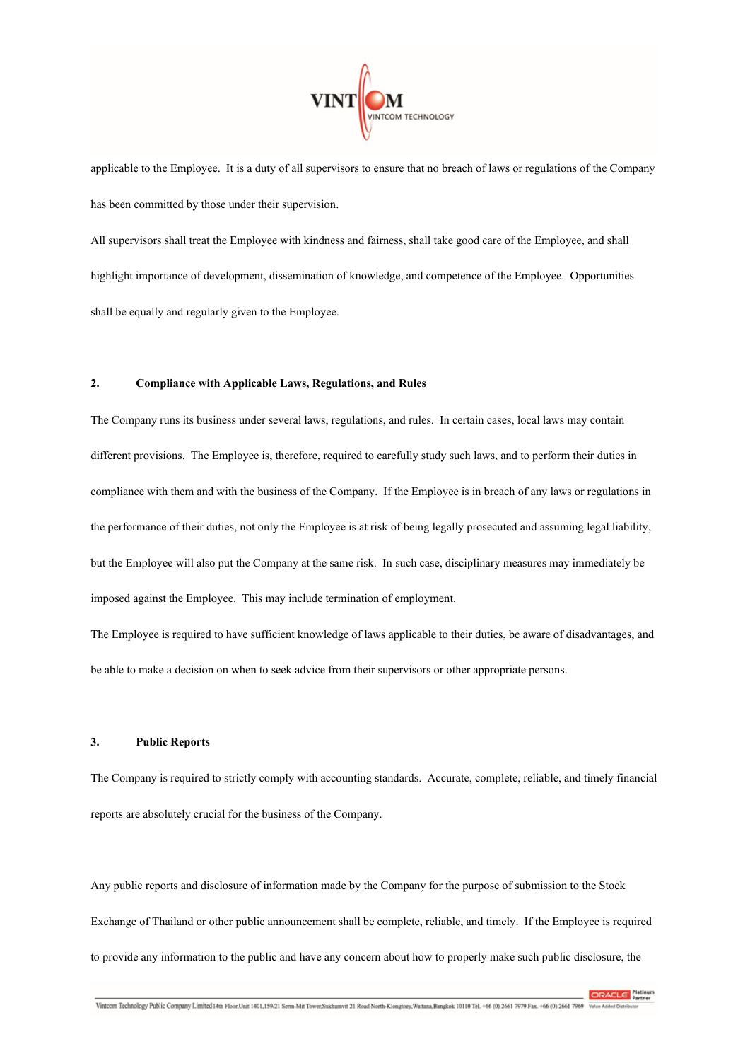applicable to the Employee. It is a duty of all supervisors to ensure that no breach of laws or regulations of the Company has been committed by those under their supervision.

All supervisors shall treat the Employee with kindness and fairness, shall take good care of the Employee, and shall highlight importance of development, dissemination of knowledge, and competence of the Employee. Opportunities shall be equally and regularly given to the Employee.

## 2. Compliance with Applicable Laws, Regulations, and Rules

The Company runs its business under several laws, regulations, and rules. In certain cases, local laws may contain different provisions. The Employee is, therefore, required to carefully study such laws, and to perform their duties in compliance with them and with the business of the Company. If the Employee is in breach of any laws or regulations in the performance of their duties, not only the Employee is at risk of being legally prosecuted and assuming legal liability, but the Employee will also put the Company at the same risk. In such case, disciplinary measures may immediately be imposed against the Employee. This may include termination of employment.

The Employee is required to have sufficient knowledge of laws applicable to their duties, be aware of disadvantages, and be able to make a decision on when to seek advice from their supervisors or other appropriate persons.

## 3. Public Reports

The Company is required to strictly comply with accounting standards. Accurate, complete, reliable, and timely financial reports are absolutely crucial for the business of the Company.

Any public reports and disclosure of information made by the Company for the purpose of submission to the Stock Exchange of Thailand or other public announcement shall be complete, reliable, and timely. If the Employee is required to provide any information to the public and have any concern about how to properly make such public disclosure, the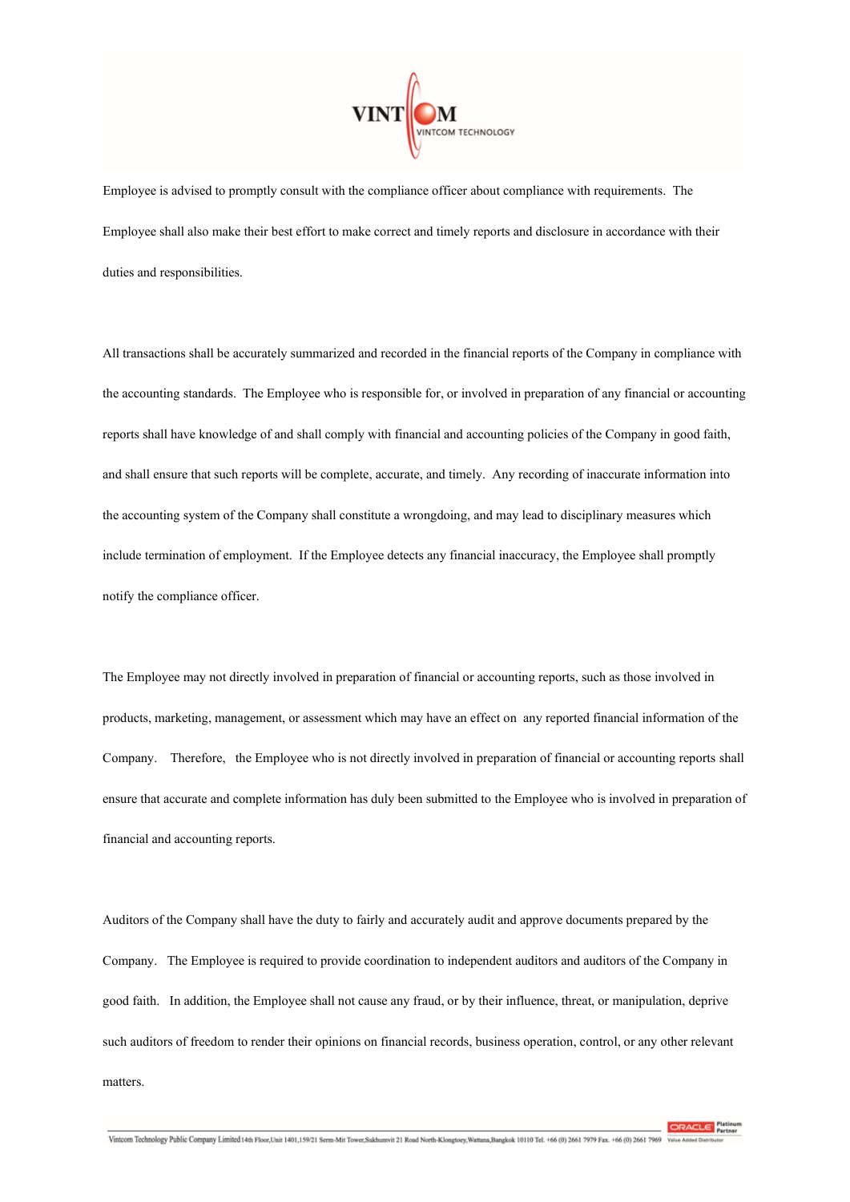Employee is advised to promptly consult with the compliance officer about compliance with requirements. The Employee shall also make their best effort to make correct and timely reports and disclosure in accordance with their duties and responsibilities.

All transactions shall be accurately summarized and recorded in the financial reports of the Company in compliance with the accounting standards. The Employee who is responsible for, or involved in preparation of any financial or accounting reports shall have knowledge of and shall comply with financial and accounting policies of the Company in good faith, and shall ensure that such reports will be complete, accurate, and timely. Any recording of inaccurate information into the accounting system of the Company shall constitute a wrongdoing, and may lead to disciplinary measures which include termination of employment. If the Employee detects any financial inaccuracy, the Employee shall promptly notify the compliance officer.

The Employee may not directly involved in preparation of financial or accounting reports, such as those involved in products, marketing, management, or assessment which may have an effect on any reported financial information of the Company. Therefore, the Employee who is not directly involved in preparation of financial or accounting reports shall ensure that accurate and complete information has duly been submitted to the Employee who is involved in preparation of financial and accounting reports.

Auditors of the Company shall have the duty to fairly and accurately audit and approve documents prepared by the Company. The Employee is required to provide coordination to independent auditors and auditors of the Company in good faith. In addition, the Employee shall not cause any fraud, or by their influence, threat, or manipulation, deprive such auditors of freedom to render their opinions on financial records, business operation, control, or any other relevant matters.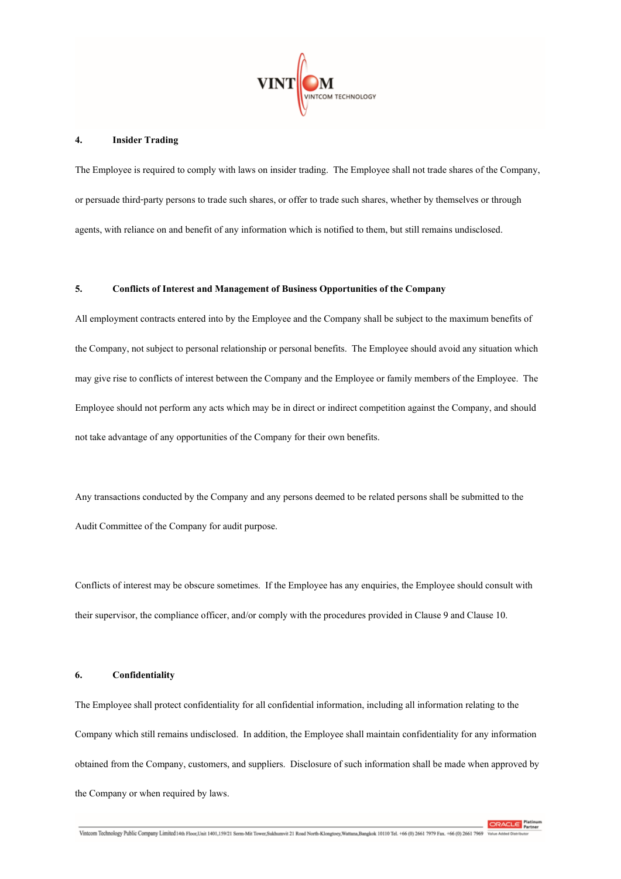## 4. Insider Trading

The Employee is required to comply with laws on insider trading. The Employee shall not trade shares of the Company, or persuade third-party persons to trade such shares, or offer to trade such shares, whether by themselves or through agents, with reliance on and benefit of any information which is notified to them, but still remains undisclosed.

## 5. Conflicts of Interest and Management of Business Opportunities of the Company

All employment contracts entered into by the Employee and the Company shall be subject to the maximum benefits of the Company, not subject to personal relationship or personal benefits. The Employee should avoid any situation which may give rise to conflicts of interest between the Company and the Employee or family members of the Employee. The Employee should not perform any acts which may be in direct or indirect competition against the Company, and should not take advantage of any opportunities of the Company for their own benefits.

Any transactions conducted by the Company and any persons deemed to be related persons shall be submitted to the Audit Committee of the Company for audit purpose.

Conflicts of interest may be obscure sometimes. If the Employee has any enquiries, the Employee should consult with their supervisor, the compliance officer, and/or comply with the procedures provided in Clause 9 and Clause 10.

## 6. Confidentiality

The Employee shall protect confidentiality for all confidential information, including all information relating to the Company which still remains undisclosed. In addition, the Employee shall maintain confidentiality for any information obtained from the Company, customers, and suppliers. Disclosure of such information shall be made when approved by the Company or when required by laws.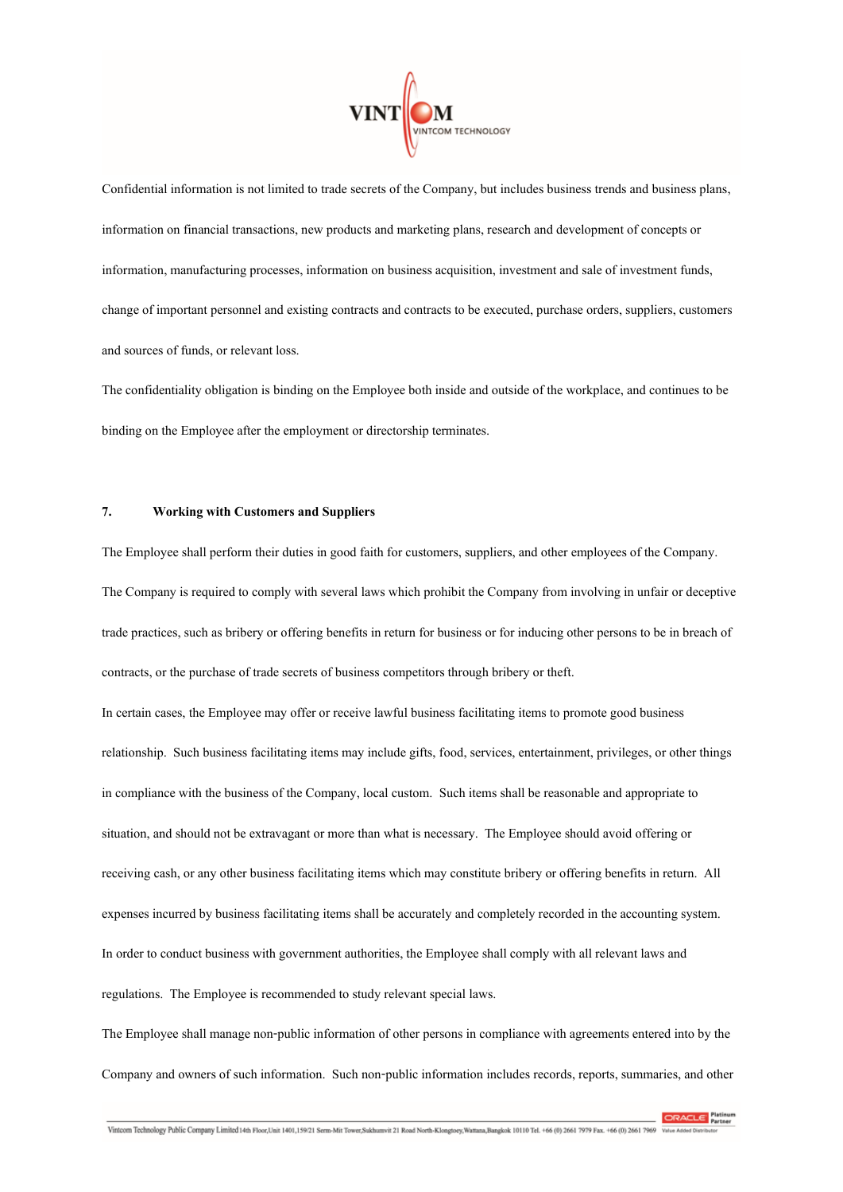Confidential information is not limited to trade secrets of the Company, but includes business trends and business plans, information on financial transactions, new products and marketing plans, research and development of concepts or information, manufacturing processes, information on business acquisition, investment and sale of investment funds, change of important personnel and existing contracts and contracts to be executed, purchase orders, suppliers, customers and sources of funds, or relevant loss.

The confidentiality obligation is binding on the Employee both inside and outside of the workplace, and continues to be binding on the Employee after the employment or directorship terminates.

## 7. Working with Customers and Suppliers

The Employee shall perform their duties in good faith for customers, suppliers, and other employees of the Company. The Company is required to comply with several laws which prohibit the Company from involving in unfair or deceptive trade practices, such as bribery or offering benefits in return for business or for inducing other persons to be in breach of contracts, or the purchase of trade secrets of business competitors through bribery or theft.

In certain cases, the Employee may offer or receive lawful business facilitating items to promote good business relationship. Such business facilitating items may include gifts, food, services, entertainment, privileges, or other things in compliance with the business of the Company, local custom. Such items shall be reasonable and appropriate to situation, and should not be extravagant or more than what is necessary. The Employee should avoid offering or receiving cash, or any other business facilitating items which may constitute bribery or offering benefits in return. All expenses incurred by business facilitating items shall be accurately and completely recorded in the accounting system.

In order to conduct business with government authorities, the Employee shall comply with all relevant laws and regulations. The Employee is recommended to study relevant special laws.

The Employee shall manage non-public information of other persons in compliance with agreements entered into by the Company and owners of such information. Such non-public information includes records, reports, summaries, and other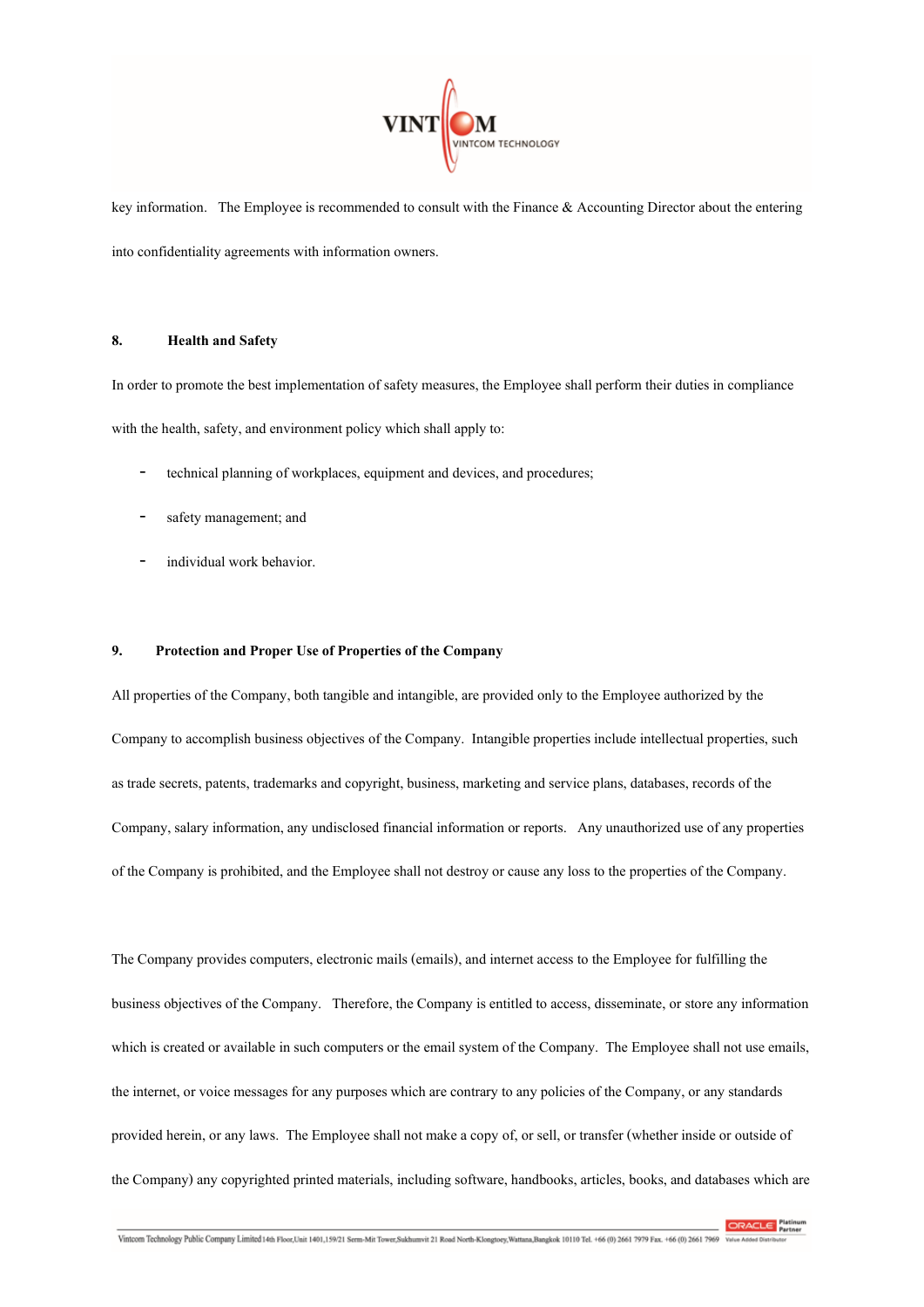key information. The Employee is recommended to consult with the Finance & Accounting Director about the entering into confidentiality agreements with information owners.

## 8. Health and Safety

In order to promote the best implementation of safety measures, the Employee shall perform their duties in compliance with the health, safety, and environment policy which shall apply to:

- technical planning of workplaces, equipment and devices, and procedures;
- safety management; and
- individual work behavior.

## 9. Protection and Proper Use of Properties of the Company

All properties of the Company, both tangible and intangible, are provided only to the Employee authorized by the Company to accomplish business objectives of the Company. Intangible properties include intellectual properties, such as trade secrets, patents, trademarks and copyright, business, marketing and service plans, databases, records of the Company, salary information, any undisclosed financial information or reports. Any unauthorized use of any properties of the Company is prohibited, and the Employee shall not destroy or cause any loss to the properties of the Company.

The Company provides computers, electronic mails (emails), and internet access to the Employee for fulfilling the business objectives of the Company. Therefore, the Company is entitled to access, disseminate, or store any information which is created or available in such computers or the email system of the Company. The Employee shall not use emails, the internet, or voice messages for any purposes which are contrary to any policies of the Company, or any standards provided herein, or any laws. The Employee shall not make a copy of, or sell, or transfer (whether inside or outside of the Company) any copyrighted printed materials, including software, handbooks, articles, books, and databases which are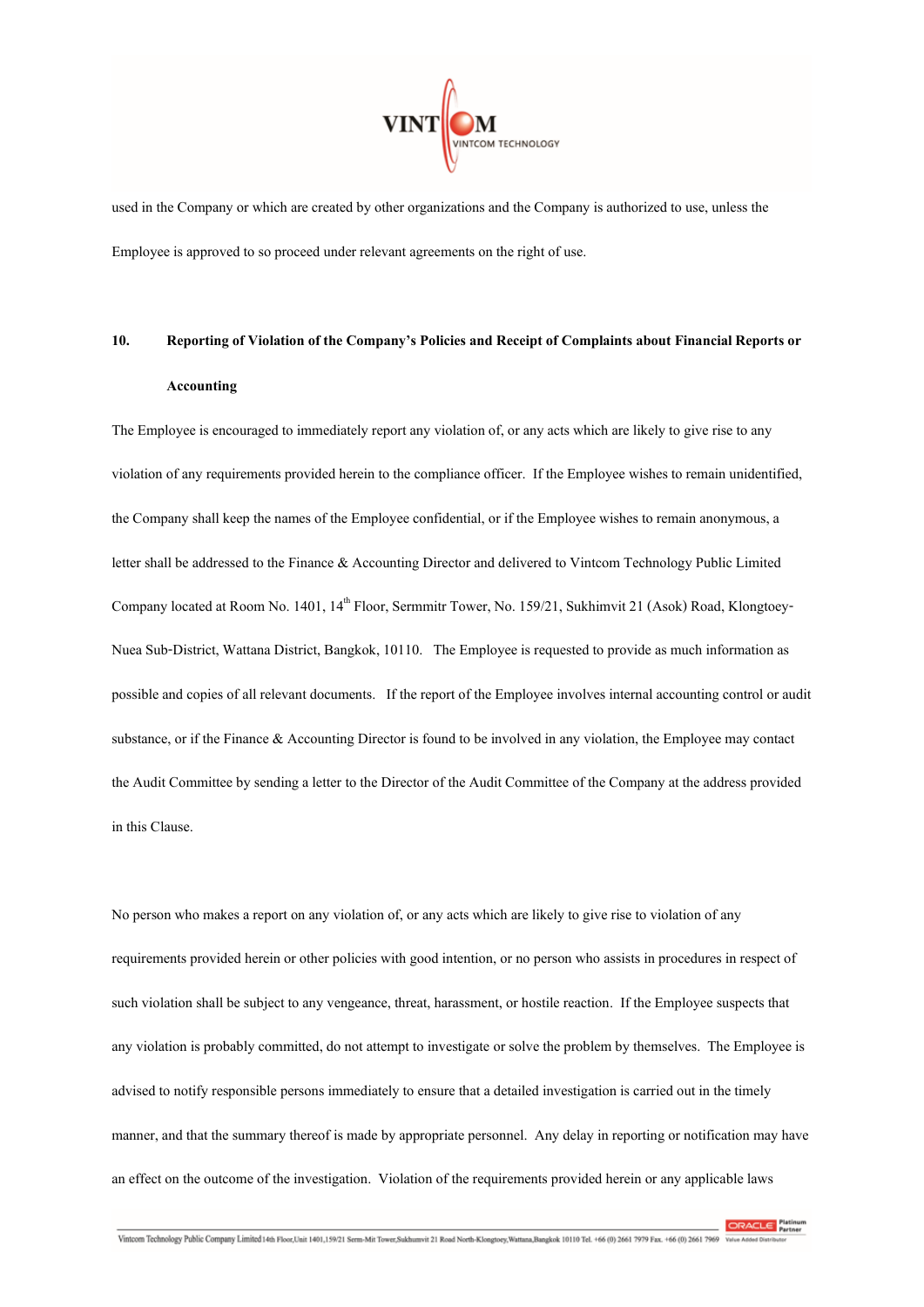used in the Company or which are created by other organizations and the Company is authorized to use, unless the Employee is approved to so proceed under relevant agreements on the right of use.

## 10. Reporting of Violation of the Company's Policies and Receipt of Complaints about Financial Reports or Accounting

The Employee is encouraged to immediately report any violation of, or any acts which are likely to give rise to any violation of any requirements provided herein to the compliance officer. If the Employee wishes to remain unidentified, the Company shall keep the names of the Employee confidential, or if the Employee wishes to remain anonymous, a letter shall be addressed to the Finance & Accounting Director and delivered to Vintcom Technology Public Limited Company located at Room No. 1401, 14th Floor, Sermmitr Tower, No. 159/21, Sukhimvit 21 (Asok) Road, Klongtoey-Nuea Sub-District, Wattana District, Bangkok, 10110. The Employee is requested to provide as much information as possible and copies of all relevant documents. If the report of the Employee involves internal accounting control or audit substance, or if the Finance & Accounting Director is found to be involved in any violation, the Employee may contact the Audit Committee by sending a letter to the Director of the Audit Committee of the Company at the address provided in this Clause.

No person who makes a report on any violation of, or any acts which are likely to give rise to violation of any requirements provided herein or other policies with good intention, or no person who assists in procedures in respect of such violation shall be subject to any vengeance, threat, harassment, or hostile reaction. If the Employee suspects that any violation is probably committed, do not attempt to investigate or solve the problem by themselves. The Employee is advised to notify responsible persons immediately to ensure that a detailed investigation is carried out in the timely manner, and that the summary thereof is made by appropriate personnel. Any delay in reporting or notification may have an effect on the outcome of the investigation. Violation of the requirements provided herein or any applicable laws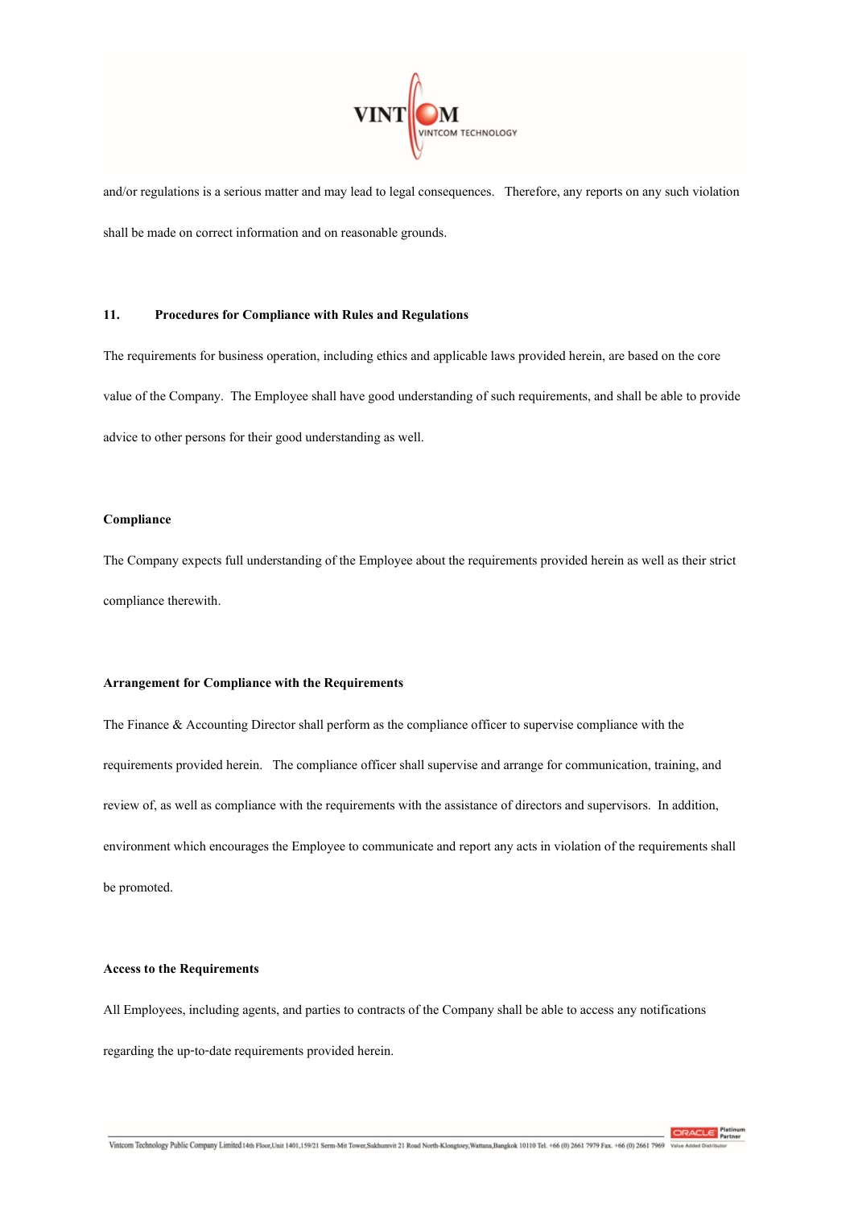and/or regulations is a serious matter and may lead to legal consequences. Therefore, any reports on any such violation shall be made on correct information and on reasonable grounds.

## 11. Procedures for Compliance with Rules and Regulations

The requirements for business operation, including ethics and applicable laws provided herein, are based on the core value of the Company. The Employee shall have good understanding of such requirements, and shall be able to provide advice to other persons for their good understanding as well.

### Compliance

The Company expects full understanding of the Employee about the requirements provided herein as well as their strict compliance therewith.

### Arrangement for Compliance with the Requirements

The Finance & Accounting Director shall perform as the compliance officer to supervise compliance with the requirements provided herein. The compliance officer shall supervise and arrange for communication, training, and review of, as well as compliance with the requirements with the assistance of directors and supervisors. In addition, environment which encourages the Employee to communicate and report any acts in violation of the requirements shall be promoted.

### Access to the Requirements

All Employees, including agents, and parties to contracts of the Company shall be able to access any notifications regarding the up-to-date requirements provided herein.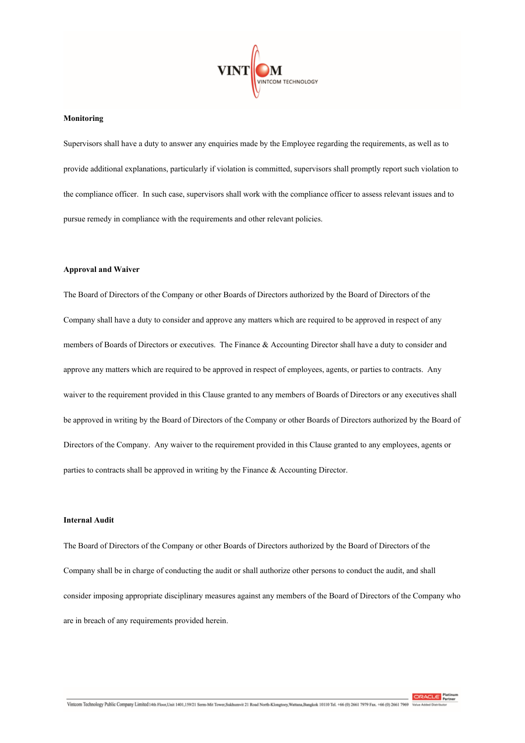**Monitoring**

Supervisors shall have a duty to answer any enquiries made by the Employee regarding the requirements, as well as to provide additional explanations, particularly if violation is committed, supervisors shall promptly report such violation to the compliance officer. In such case, supervisors shall work with the compliance officer to assess relevant issues and to pursue remedy in compliance with the requirements and other relevant policies.

**Approval and Waiver**

The Board of Directors of the Company or other Boards of Directors authorized by the Board of Directors of the Company shall have a duty to consider and approve any matters which are required to be approved in respect of any members of Boards of Directors or executives. The Finance & Accounting Director shall have a duty to consider and approve any matters which are required to be approved in respect of employees, agents, or parties to contracts. Any waiver to the requirement provided in this Clause granted to any members of Boards of Directors or any executives shall be approved in writing by the Board of Directors of the Company or other Boards of Directors authorized by the Board of Directors of the Company. Any waiver to the requirement provided in this Clause granted to any employees, agents or parties to contracts shall be approved in writing by the Finance & Accounting Director.

**Internal Audit**

The Board of Directors of the Company or other Boards of Directors authorized by the Board of Directors of the Company shall be in charge of conducting the audit or shall authorize other persons to conduct the audit, and shall consider imposing appropriate disciplinary measures against any members of the Board of Directors of the Company who are in breach of any requirements provided herein.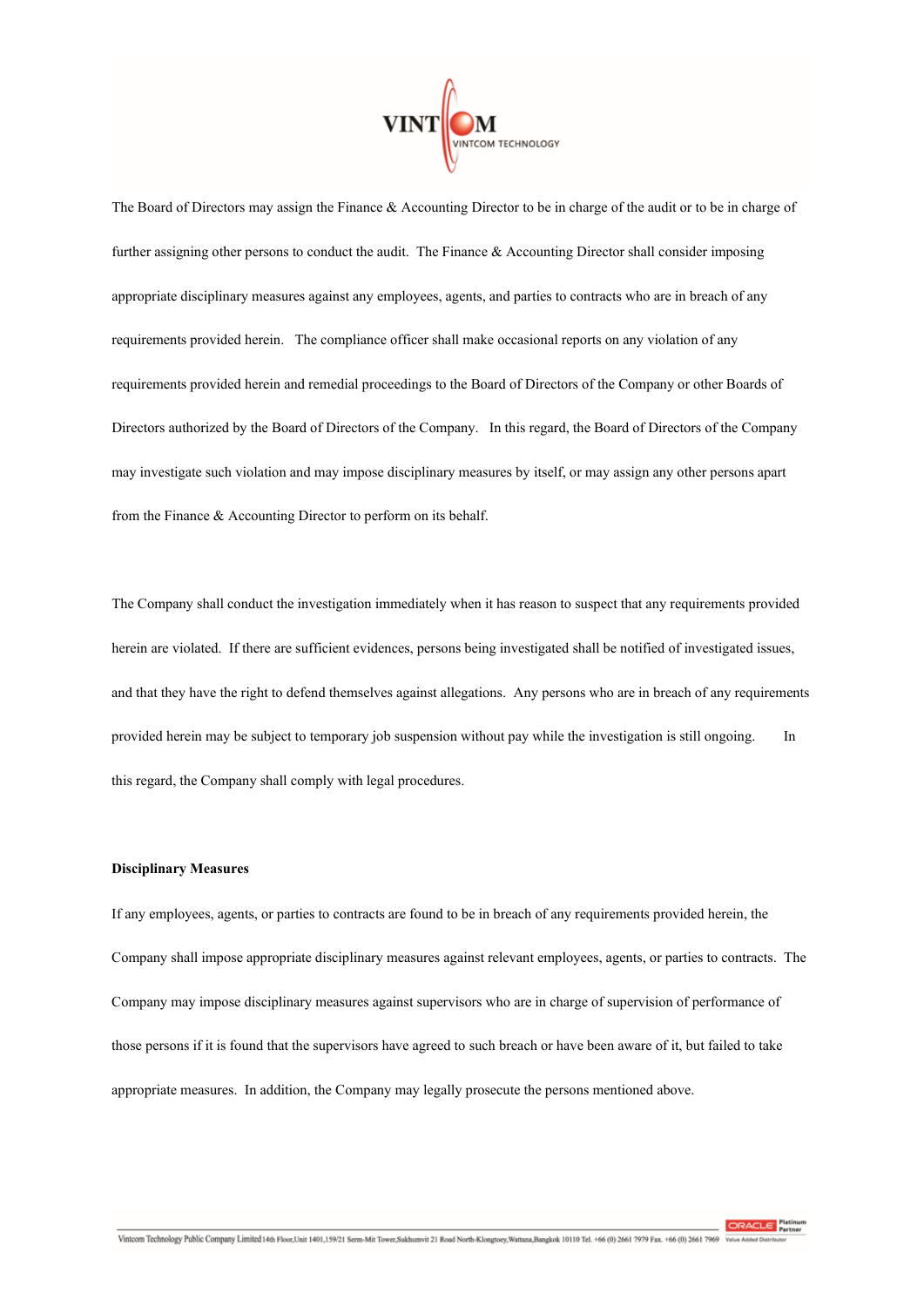The Board of Directors may assign the Finance & Accounting Director to be in charge of the audit or to be in charge of further assigning other persons to conduct the audit. The Finance & Accounting Director shall consider imposing appropriate disciplinary measures against any employees, agents, and parties to contracts who are in breach of any requirements provided herein. The compliance officer shall make occasional reports on any violation of any requirements provided herein and remedial proceedings to the Board of Directors of the Company or other Boards of Directors authorized by the Board of Directors of the Company. In this regard, the Board of Directors of the Company may investigate such violation and may impose disciplinary measures by itself, or may assign any other persons apart from the Finance & Accounting Director to perform on its behalf.

The Company shall conduct the investigation immediately when it has reason to suspect that any requirements provided herein are violated. If there are sufficient evidences, persons being investigated shall be notified of investigated issues, and that they have the right to defend themselves against allegations. Any persons who are in breach of any requirements provided herein may be subject to temporary job suspension without pay while the investigation is still ongoing. In this regard, the Company shall comply with legal procedures.

**Disciplinary Measures**

If any employees, agents, or parties to contracts are found to be in breach of any requirements provided herein, the Company shall impose appropriate disciplinary measures against relevant employees, agents, or parties to contracts. The Company may impose disciplinary measures against supervisors who are in charge of supervision of performance of those persons if it is found that the supervisors have agreed to such breach or have been aware of it, but failed to take appropriate measures. In addition, the Company may legally prosecute the persons mentioned above.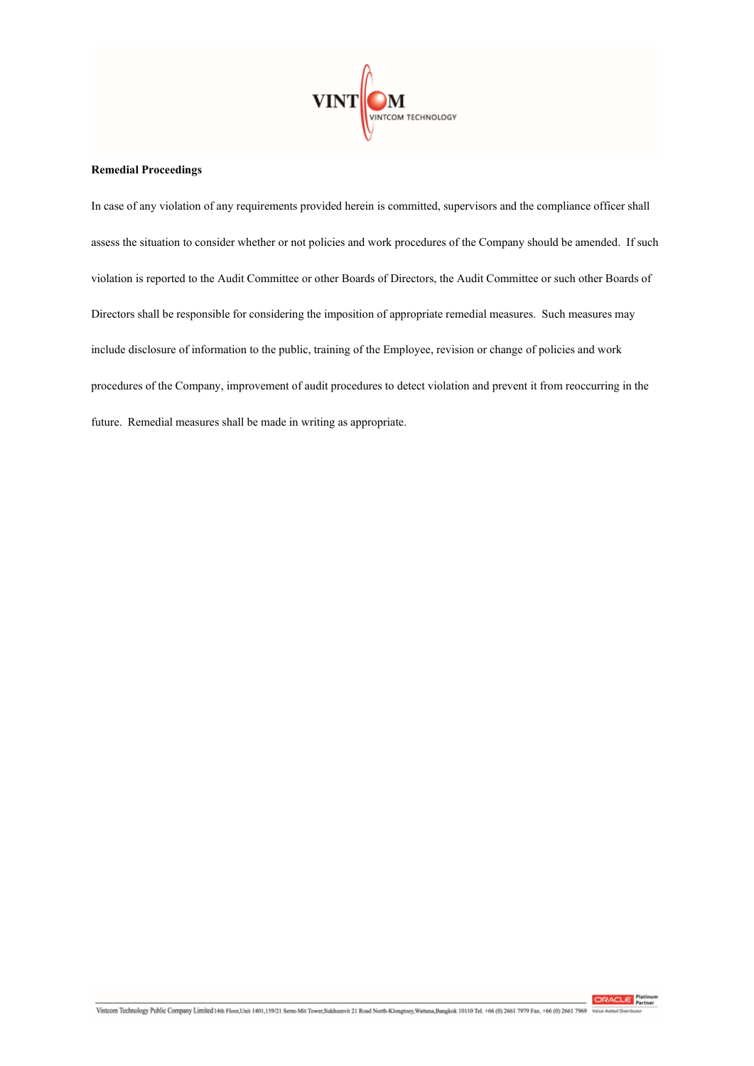**Remedial Proceedings**

In case of any violation of any requirements provided herein is committed, supervisors and the compliance officer shall assess the situation to consider whether or not policies and work procedures of the Company should be amended. If such violation is reported to the Audit Committee or other Boards of Directors, the Audit Committee or such other Boards of Directors shall be responsible for considering the imposition of appropriate remedial measures. Such measures may include disclosure of information to the public, training of the Employee, revision or change of policies and work procedures of the Company, improvement of audit procedures to detect violation and prevent it from reoccurring in the future. Remedial measures shall be made in writing as appropriate.